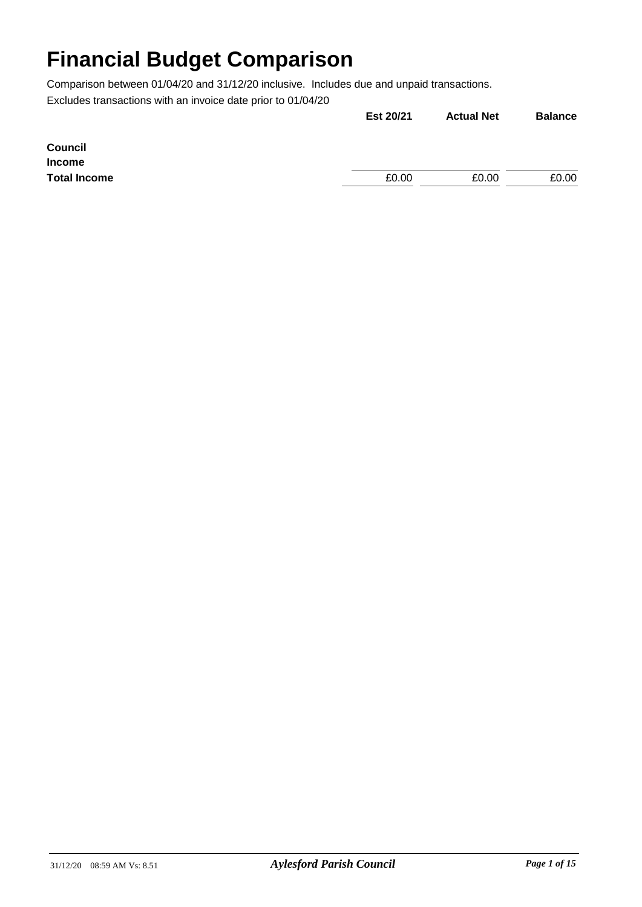# Financial Budget Comparison

Comparison between 01/04/20 and 31/12/20 inclusive. Includes due and unpaid transactions.

Excludes transactions with an invoice date prior to 01/04/20

| | Est 20/21 | Actual Net | Balance |
|---|---|---|---|
| **Council** | | | |
| **Income** | | | |
| **Total Income** | £0.00 | £0.00 | £0.00 |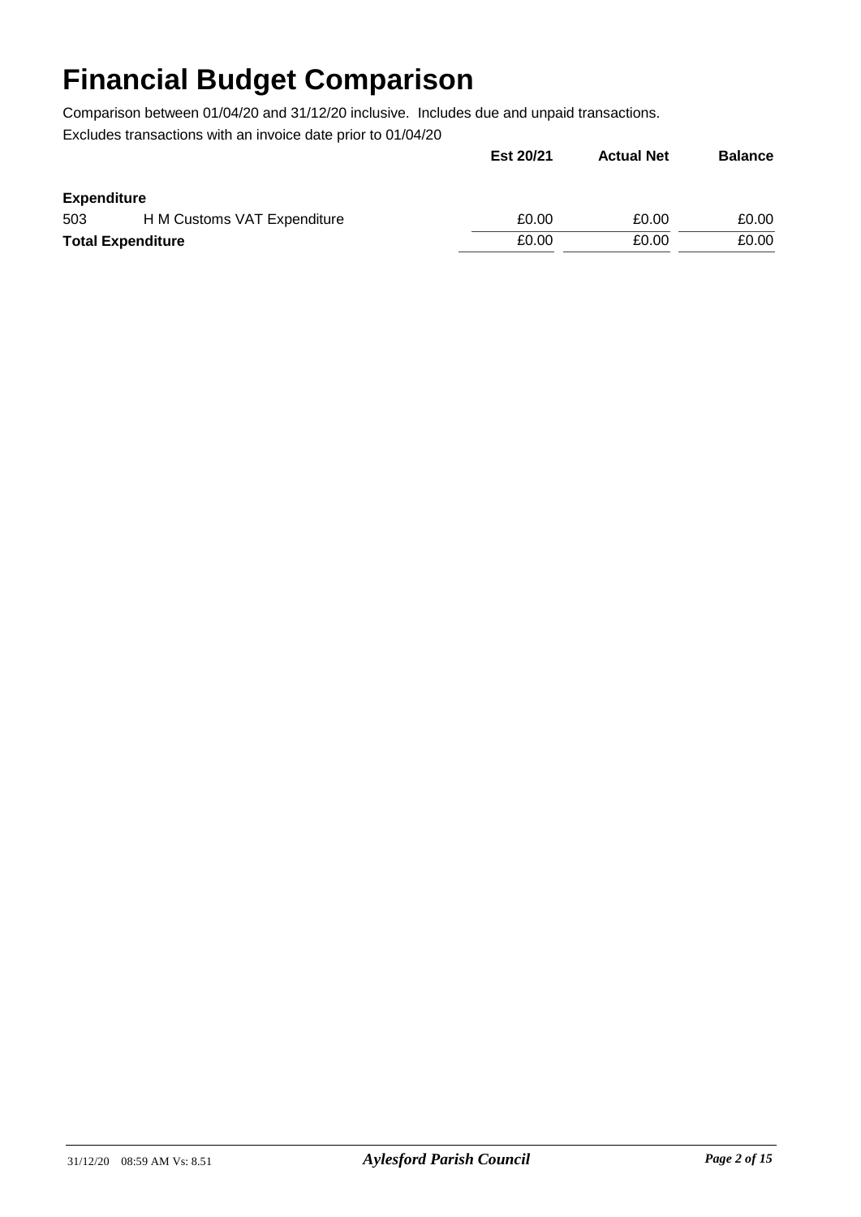# Financial Budget Comparison

Comparison between 01/04/20 and 31/12/20 inclusive. Includes due and unpaid transactions.

Excludes transactions with an invoice date prior to 01/04/20

| | | Est 20/21 | Actual Net | Balance |
|---|---|---|---|---|
| **Expenditure** | | | | |
| 503 | H M Customs VAT Expenditure | £0.00 | £0.00 | £0.00 |
| **Total Expenditure** | | £0.00 | £0.00 | £0.00 |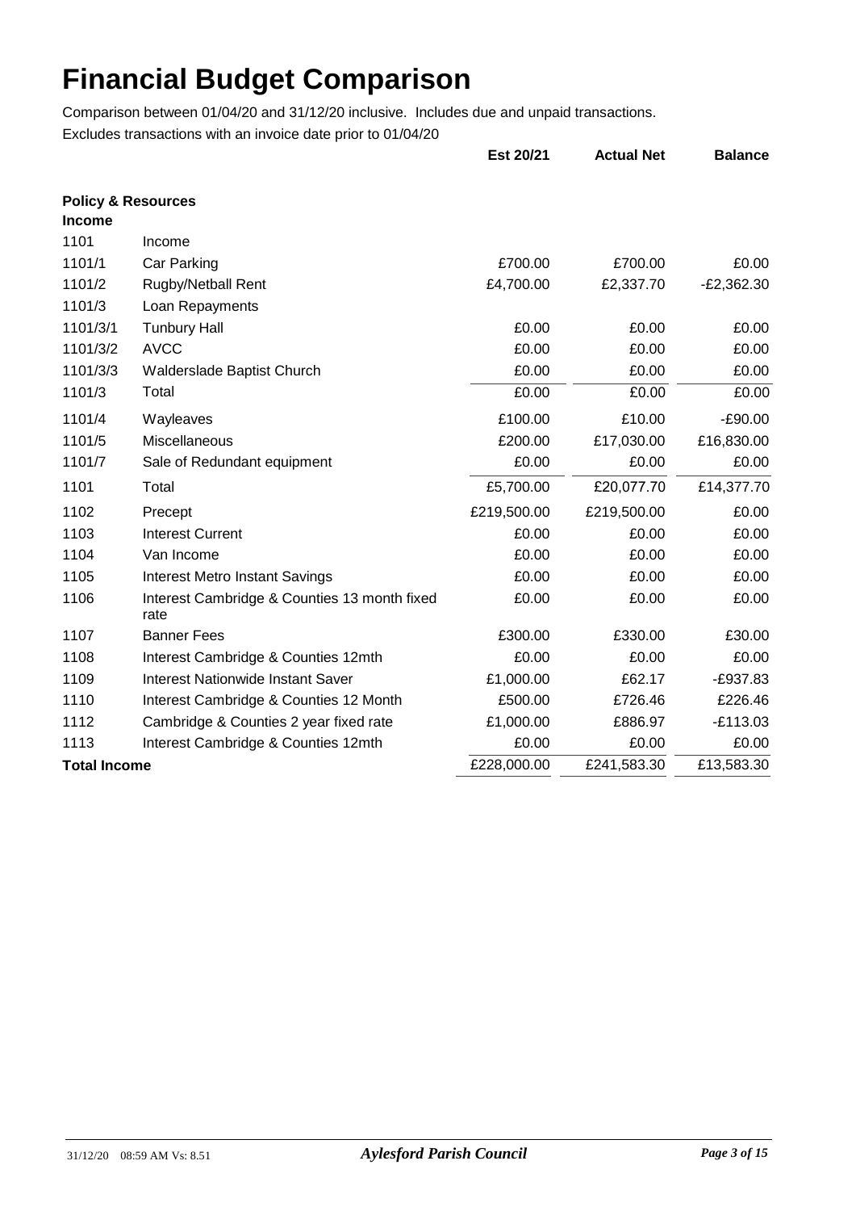# Financial Budget Comparison

Comparison between 01/04/20 and 31/12/20 inclusive. Includes due and unpaid transactions.

Excludes transactions with an invoice date prior to 01/04/20

| | | Est 20/21 | Actual Net | Balance |
|---|---|---|---|---|
| **Policy & Resources** | | | | |
| **Income** | | | | |
| 1101 | Income | | | |
| 1101/1 | Car Parking | £700.00 | £700.00 | £0.00 |
| 1101/2 | Rugby/Netball Rent | £4,700.00 | £2,337.70 | -£2,362.30 |
| 1101/3 | Loan Repayments | | | |
| 1101/3/1 | Tunbury Hall | £0.00 | £0.00 | £0.00 |
| 1101/3/2 | AVCC | £0.00 | £0.00 | £0.00 |
| 1101/3/3 | Walderslade Baptist Church | £0.00 | £0.00 | £0.00 |
| 1101/3 | Total | £0.00 | £0.00 | £0.00 |
| 1101/4 | Wayleaves | £100.00 | £10.00 | -£90.00 |
| 1101/5 | Miscellaneous | £200.00 | £17,030.00 | £16,830.00 |
| 1101/7 | Sale of Redundant equipment | £0.00 | £0.00 | £0.00 |
| 1101 | Total | £5,700.00 | £20,077.70 | £14,377.70 |
| 1102 | Precept | £219,500.00 | £219,500.00 | £0.00 |
| 1103 | Interest Current | £0.00 | £0.00 | £0.00 |
| 1104 | Van Income | £0.00 | £0.00 | £0.00 |
| 1105 | Interest Metro Instant Savings | £0.00 | £0.00 | £0.00 |
| 1106 | Interest Cambridge & Counties 13 month fixed rate | £0.00 | £0.00 | £0.00 |
| 1107 | Banner Fees | £300.00 | £330.00 | £30.00 |
| 1108 | Interest Cambridge & Counties 12mth | £0.00 | £0.00 | £0.00 |
| 1109 | Interest Nationwide Instant Saver | £1,000.00 | £62.17 | -£937.83 |
| 1110 | Interest Cambridge & Counties 12 Month | £500.00 | £726.46 | £226.46 |
| 1112 | Cambridge & Counties 2 year fixed rate | £1,000.00 | £886.97 | -£113.03 |
| 1113 | Interest Cambridge & Counties 12mth | £0.00 | £0.00 | £0.00 |
| **Total Income** | | £228,000.00 | £241,583.30 | £13,583.30 |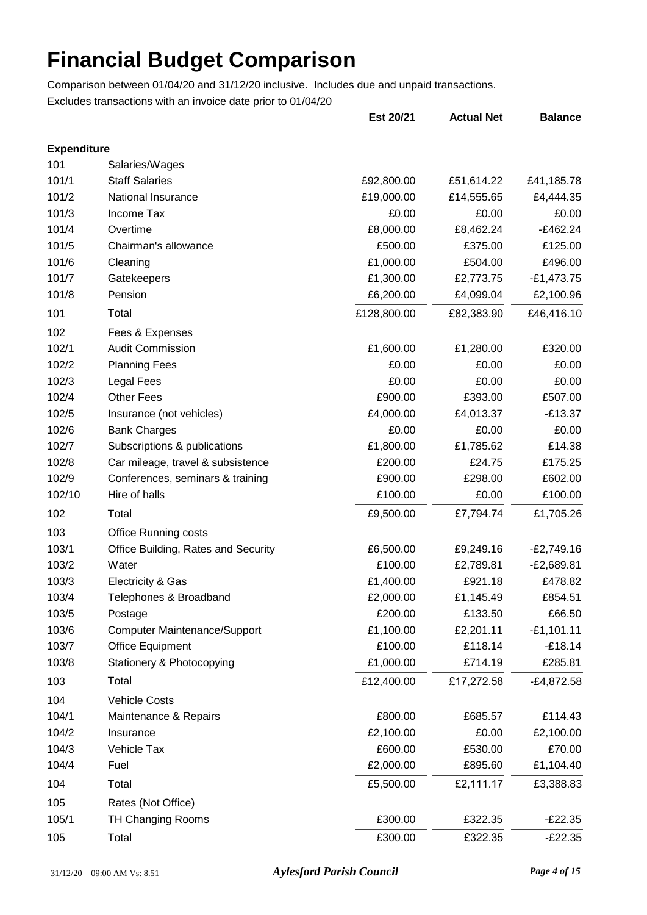# Financial Budget Comparison

Comparison between 01/04/20 and 31/12/20 inclusive. Includes due and unpaid transactions.

Excludes transactions with an invoice date prior to 01/04/20

| | | Est 20/21 | Actual Net | Balance |
|---|---|---|---|---|
| **Expenditure** | | | | |
| 101 | Salaries/Wages | | | |
| 101/1 | Staff Salaries | £92,800.00 | £51,614.22 | £41,185.78 |
| 101/2 | National Insurance | £19,000.00 | £14,555.65 | £4,444.35 |
| 101/3 | Income Tax | £0.00 | £0.00 | £0.00 |
| 101/4 | Overtime | £8,000.00 | £8,462.24 | -£462.24 |
| 101/5 | Chairman's allowance | £500.00 | £375.00 | £125.00 |
| 101/6 | Cleaning | £1,000.00 | £504.00 | £496.00 |
| 101/7 | Gatekeepers | £1,300.00 | £2,773.75 | -£1,473.75 |
| 101/8 | Pension | £6,200.00 | £4,099.04 | £2,100.96 |
| 101 | Total | £128,800.00 | £82,383.90 | £46,416.10 |
| 102 | Fees & Expenses | | | |
| 102/1 | Audit Commission | £1,600.00 | £1,280.00 | £320.00 |
| 102/2 | Planning Fees | £0.00 | £0.00 | £0.00 |
| 102/3 | Legal Fees | £0.00 | £0.00 | £0.00 |
| 102/4 | Other Fees | £900.00 | £393.00 | £507.00 |
| 102/5 | Insurance (not vehicles) | £4,000.00 | £4,013.37 | -£13.37 |
| 102/6 | Bank Charges | £0.00 | £0.00 | £0.00 |
| 102/7 | Subscriptions & publications | £1,800.00 | £1,785.62 | £14.38 |
| 102/8 | Car mileage, travel & subsistence | £200.00 | £24.75 | £175.25 |
| 102/9 | Conferences, seminars & training | £900.00 | £298.00 | £602.00 |
| 102/10 | Hire of halls | £100.00 | £0.00 | £100.00 |
| 102 | Total | £9,500.00 | £7,794.74 | £1,705.26 |
| 103 | Office Running costs | | | |
| 103/1 | Office Building, Rates and Security | £6,500.00 | £9,249.16 | -£2,749.16 |
| 103/2 | Water | £100.00 | £2,789.81 | -£2,689.81 |
| 103/3 | Electricity & Gas | £1,400.00 | £921.18 | £478.82 |
| 103/4 | Telephones & Broadband | £2,000.00 | £1,145.49 | £854.51 |
| 103/5 | Postage | £200.00 | £133.50 | £66.50 |
| 103/6 | Computer Maintenance/Support | £1,100.00 | £2,201.11 | -£1,101.11 |
| 103/7 | Office Equipment | £100.00 | £118.14 | -£18.14 |
| 103/8 | Stationery & Photocopying | £1,000.00 | £714.19 | £285.81 |
| 103 | Total | £12,400.00 | £17,272.58 | -£4,872.58 |
| 104 | Vehicle Costs | | | |
| 104/1 | Maintenance & Repairs | £800.00 | £685.57 | £114.43 |
| 104/2 | Insurance | £2,100.00 | £0.00 | £2,100.00 |
| 104/3 | Vehicle Tax | £600.00 | £530.00 | £70.00 |
| 104/4 | Fuel | £2,000.00 | £895.60 | £1,104.40 |
| 104 | Total | £5,500.00 | £2,111.17 | £3,388.83 |
| 105 | Rates (Not Office) | | | |
| 105/1 | TH Changing Rooms | £300.00 | £322.35 | -£22.35 |
| 105 | Total | £300.00 | £322.35 | -£22.35 |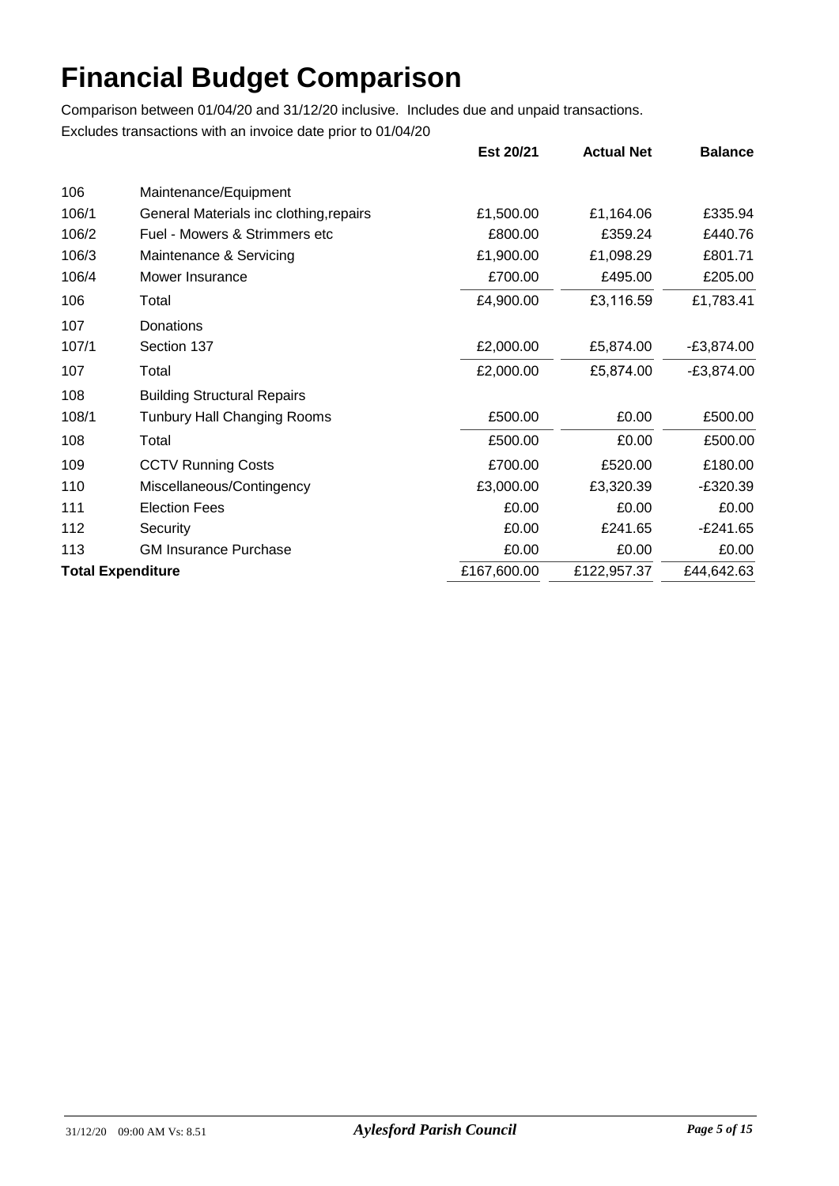# Financial Budget Comparison

Comparison between 01/04/20 and 31/12/20 inclusive. Includes due and unpaid transactions.

Excludes transactions with an invoice date prior to 01/04/20

| | | Est 20/21 | Actual Net | Balance |
|---|---|---|---|---|
| 106 | Maintenance/Equipment | | | |
| 106/1 | General Materials inc clothing,repairs | £1,500.00 | £1,164.06 | £335.94 |
| 106/2 | Fuel - Mowers & Strimmers etc | £800.00 | £359.24 | £440.76 |
| 106/3 | Maintenance & Servicing | £1,900.00 | £1,098.29 | £801.71 |
| 106/4 | Mower Insurance | £700.00 | £495.00 | £205.00 |
| 106 | Total | £4,900.00 | £3,116.59 | £1,783.41 |
| 107 | Donations | | | |
| 107/1 | Section 137 | £2,000.00 | £5,874.00 | -£3,874.00 |
| 107 | Total | £2,000.00 | £5,874.00 | -£3,874.00 |
| 108 | Building Structural Repairs | | | |
| 108/1 | Tunbury Hall Changing Rooms | £500.00 | £0.00 | £500.00 |
| 108 | Total | £500.00 | £0.00 | £500.00 |
| 109 | CCTV Running Costs | £700.00 | £520.00 | £180.00 |
| 110 | Miscellaneous/Contingency | £3,000.00 | £3,320.39 | -£320.39 |
| 111 | Election Fees | £0.00 | £0.00 | £0.00 |
| 112 | Security | £0.00 | £241.65 | -£241.65 |
| 113 | GM Insurance Purchase | £0.00 | £0.00 | £0.00 |
| **Total Expenditure** | | £167,600.00 | £122,957.37 | £44,642.63 |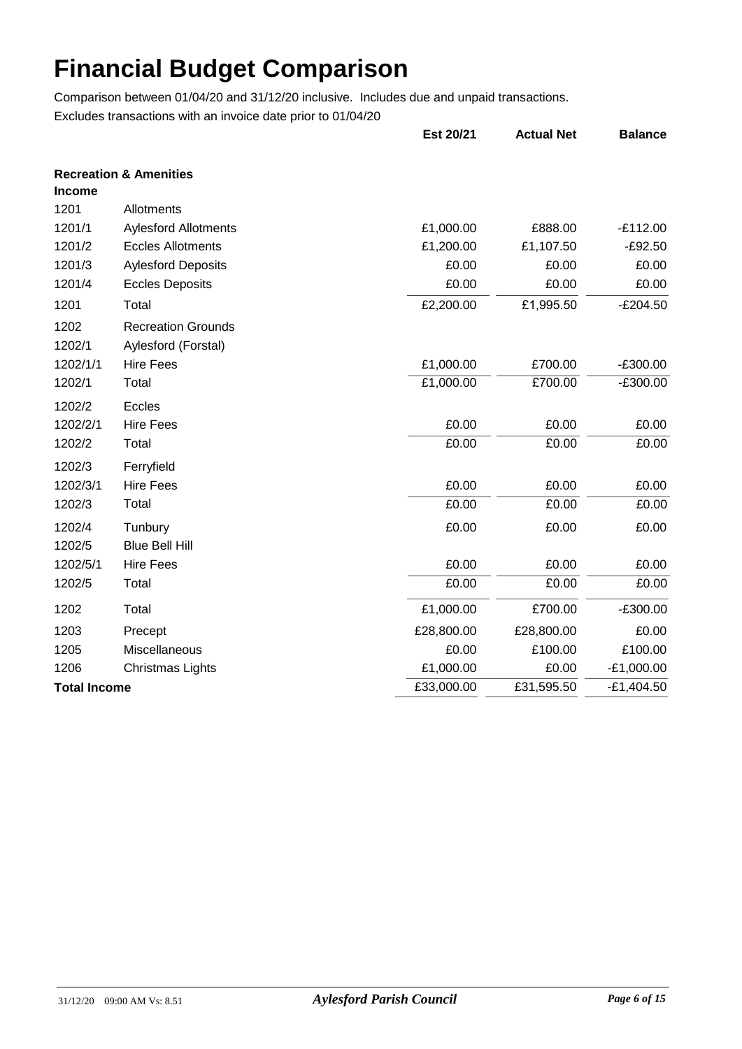# Financial Budget Comparison

Comparison between 01/04/20 and 31/12/20 inclusive. Includes due and unpaid transactions.

Excludes transactions with an invoice date prior to 01/04/20

| | | Est 20/21 | Actual Net | Balance |
|---|---|---|---|---|
| **Recreation & Amenities** | | | | |
| **Income** | | | | |
| 1201 | Allotments | | | |
| 1201/1 | Aylesford Allotments | £1,000.00 | £888.00 | -£112.00 |
| 1201/2 | Eccles Allotments | £1,200.00 | £1,107.50 | -£92.50 |
| 1201/3 | Aylesford Deposits | £0.00 | £0.00 | £0.00 |
| 1201/4 | Eccles Deposits | £0.00 | £0.00 | £0.00 |
| 1201 | Total | £2,200.00 | £1,995.50 | -£204.50 |
| 1202 | Recreation Grounds | | | |
| 1202/1 | Aylesford (Forstal) | | | |
| 1202/1/1 | Hire Fees | £1,000.00 | £700.00 | -£300.00 |
| 1202/1 | Total | £1,000.00 | £700.00 | -£300.00 |
| 1202/2 | Eccles | | | |
| 1202/2/1 | Hire Fees | £0.00 | £0.00 | £0.00 |
| 1202/2 | Total | £0.00 | £0.00 | £0.00 |
| 1202/3 | Ferryfield | | | |
| 1202/3/1 | Hire Fees | £0.00 | £0.00 | £0.00 |
| 1202/3 | Total | £0.00 | £0.00 | £0.00 |
| 1202/4 | Tunbury | £0.00 | £0.00 | £0.00 |
| 1202/5 | Blue Bell Hill | | | |
| 1202/5/1 | Hire Fees | £0.00 | £0.00 | £0.00 |
| 1202/5 | Total | £0.00 | £0.00 | £0.00 |
| 1202 | Total | £1,000.00 | £700.00 | -£300.00 |
| 1203 | Precept | £28,800.00 | £28,800.00 | £0.00 |
| 1205 | Miscellaneous | £0.00 | £100.00 | £100.00 |
| 1206 | Christmas Lights | £1,000.00 | £0.00 | -£1,000.00 |
| **Total Income** | | £33,000.00 | £31,595.50 | -£1,404.50 |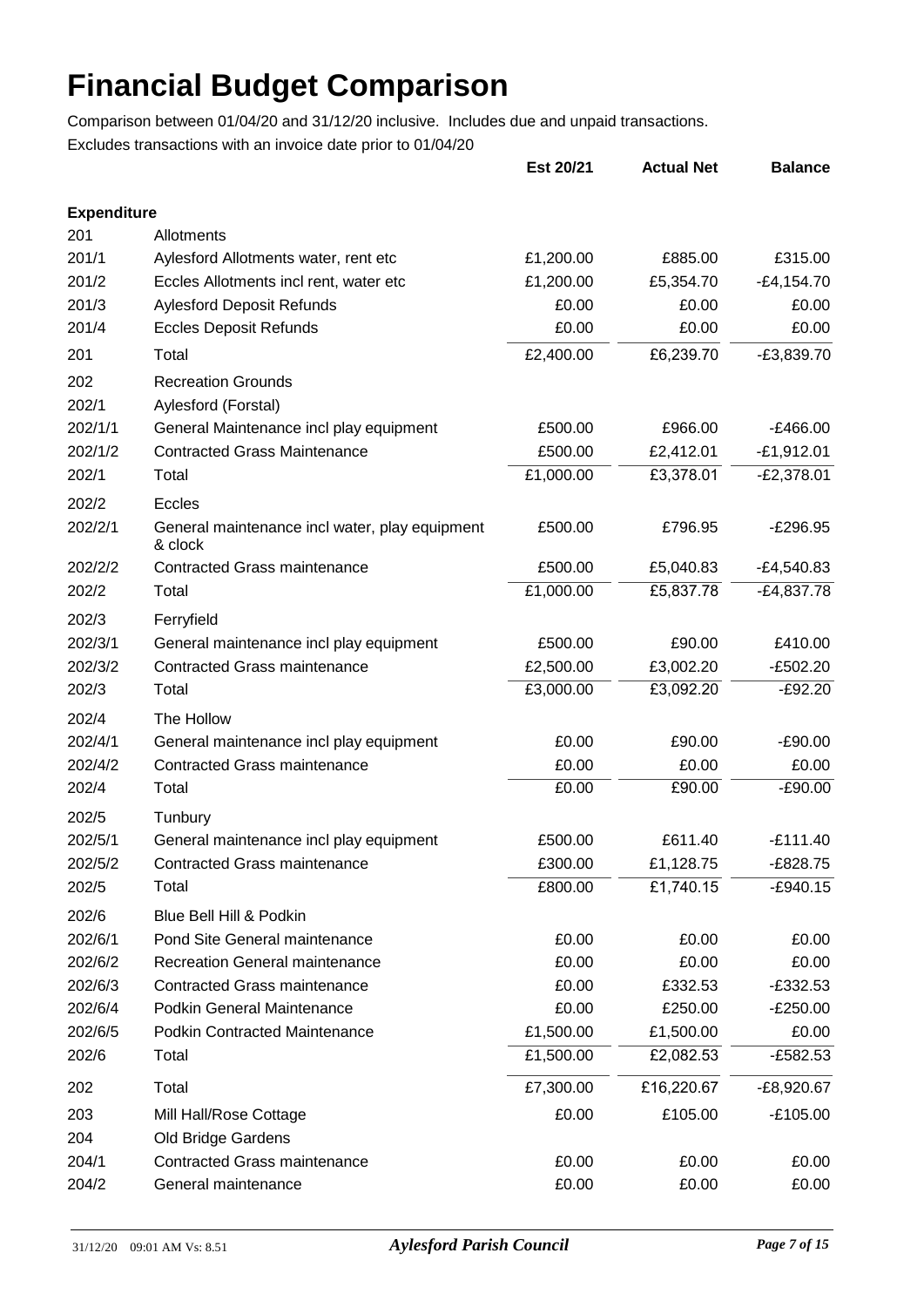# Financial Budget Comparison

Comparison between 01/04/20 and 31/12/20 inclusive. Includes due and unpaid transactions.

Excludes transactions with an invoice date prior to 01/04/20

| | | Est 20/21 | Actual Net | Balance |
|---|---|---|---|---|
| **Expenditure** | | | | |
| 201 | Allotments | | | |
| 201/1 | Aylesford Allotments water, rent etc | £1,200.00 | £885.00 | £315.00 |
| 201/2 | Eccles Allotments incl rent, water etc | £1,200.00 | £5,354.70 | -£4,154.70 |
| 201/3 | Aylesford Deposit Refunds | £0.00 | £0.00 | £0.00 |
| 201/4 | Eccles Deposit Refunds | £0.00 | £0.00 | £0.00 |
| 201 | Total | £2,400.00 | £6,239.70 | -£3,839.70 |
| 202 | Recreation Grounds | | | |
| 202/1 | Aylesford (Forstal) | | | |
| 202/1/1 | General Maintenance incl play equipment | £500.00 | £966.00 | -£466.00 |
| 202/1/2 | Contracted Grass Maintenance | £500.00 | £2,412.01 | -£1,912.01 |
| 202/1 | Total | £1,000.00 | £3,378.01 | -£2,378.01 |
| 202/2 | Eccles | | | |
| 202/2/1 | General maintenance incl water, play equipment & clock | £500.00 | £796.95 | -£296.95 |
| 202/2/2 | Contracted Grass maintenance | £500.00 | £5,040.83 | -£4,540.83 |
| 202/2 | Total | £1,000.00 | £5,837.78 | -£4,837.78 |
| 202/3 | Ferryfield | | | |
| 202/3/1 | General maintenance incl play equipment | £500.00 | £90.00 | £410.00 |
| 202/3/2 | Contracted Grass maintenance | £2,500.00 | £3,002.20 | -£502.20 |
| 202/3 | Total | £3,000.00 | £3,092.20 | -£92.20 |
| 202/4 | The Hollow | | | |
| 202/4/1 | General maintenance incl play equipment | £0.00 | £90.00 | -£90.00 |
| 202/4/2 | Contracted Grass maintenance | £0.00 | £0.00 | £0.00 |
| 202/4 | Total | £0.00 | £90.00 | -£90.00 |
| 202/5 | Tunbury | | | |
| 202/5/1 | General maintenance incl play equipment | £500.00 | £611.40 | -£111.40 |
| 202/5/2 | Contracted Grass maintenance | £300.00 | £1,128.75 | -£828.75 |
| 202/5 | Total | £800.00 | £1,740.15 | -£940.15 |
| 202/6 | Blue Bell Hill & Podkin | | | |
| 202/6/1 | Pond Site General maintenance | £0.00 | £0.00 | £0.00 |
| 202/6/2 | Recreation General maintenance | £0.00 | £0.00 | £0.00 |
| 202/6/3 | Contracted Grass maintenance | £0.00 | £332.53 | -£332.53 |
| 202/6/4 | Podkin General Maintenance | £0.00 | £250.00 | -£250.00 |
| 202/6/5 | Podkin Contracted Maintenance | £1,500.00 | £1,500.00 | £0.00 |
| 202/6 | Total | £1,500.00 | £2,082.53 | -£582.53 |
| 202 | Total | £7,300.00 | £16,220.67 | -£8,920.67 |
| 203 | Mill Hall/Rose Cottage | £0.00 | £105.00 | -£105.00 |
| 204 | Old Bridge Gardens | | | |
| 204/1 | Contracted Grass maintenance | £0.00 | £0.00 | £0.00 |
| 204/2 | General maintenance | £0.00 | £0.00 | £0.00 |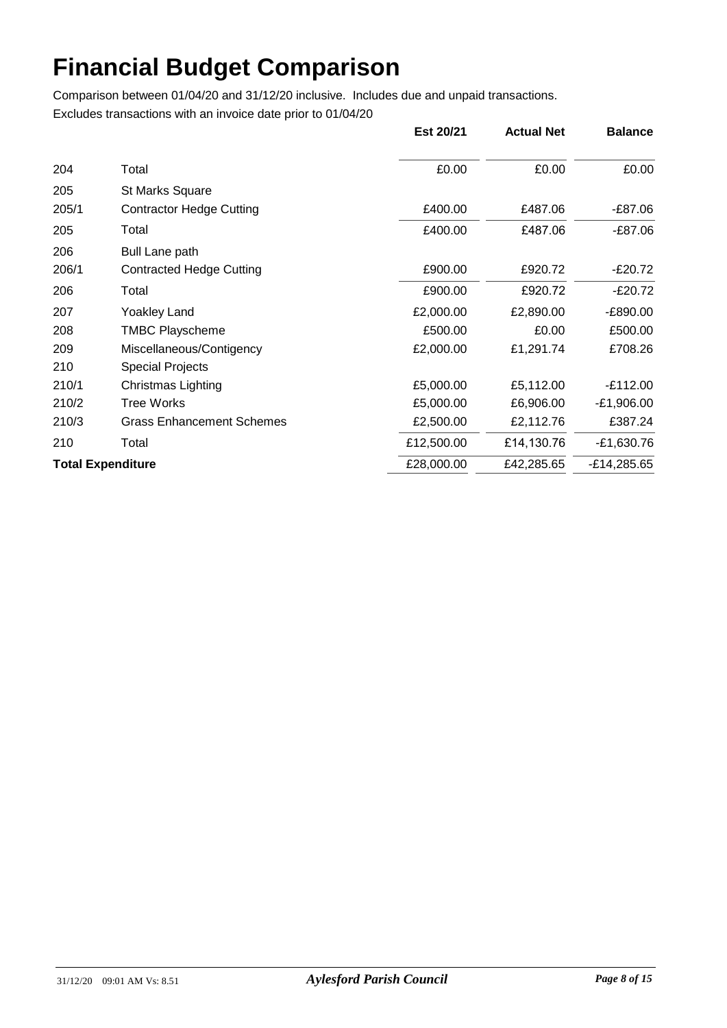# Financial Budget Comparison

Comparison between 01/04/20 and 31/12/20 inclusive. Includes due and unpaid transactions.

Excludes transactions with an invoice date prior to 01/04/20

| | | Est 20/21 | Actual Net | Balance |
|---|---|---|---|---|
| 204 | Total | £0.00 | £0.00 | £0.00 |
| 205 | St Marks Square | | | |
| 205/1 | Contractor Hedge Cutting | £400.00 | £487.06 | -£87.06 |
| 205 | Total | £400.00 | £487.06 | -£87.06 |
| 206 | Bull Lane path | | | |
| 206/1 | Contracted Hedge Cutting | £900.00 | £920.72 | -£20.72 |
| 206 | Total | £900.00 | £920.72 | -£20.72 |
| 207 | Yoakley Land | £2,000.00 | £2,890.00 | -£890.00 |
| 208 | TMBC Playscheme | £500.00 | £0.00 | £500.00 |
| 209 | Miscellaneous/Contigency | £2,000.00 | £1,291.74 | £708.26 |
| 210 | Special Projects | | | |
| 210/1 | Christmas Lighting | £5,000.00 | £5,112.00 | -£112.00 |
| 210/2 | Tree Works | £5,000.00 | £6,906.00 | -£1,906.00 |
| 210/3 | Grass Enhancement Schemes | £2,500.00 | £2,112.76 | £387.24 |
| 210 | Total | £12,500.00 | £14,130.76 | -£1,630.76 |
| **Total Expenditure** | | £28,000.00 | £42,285.65 | -£14,285.65 |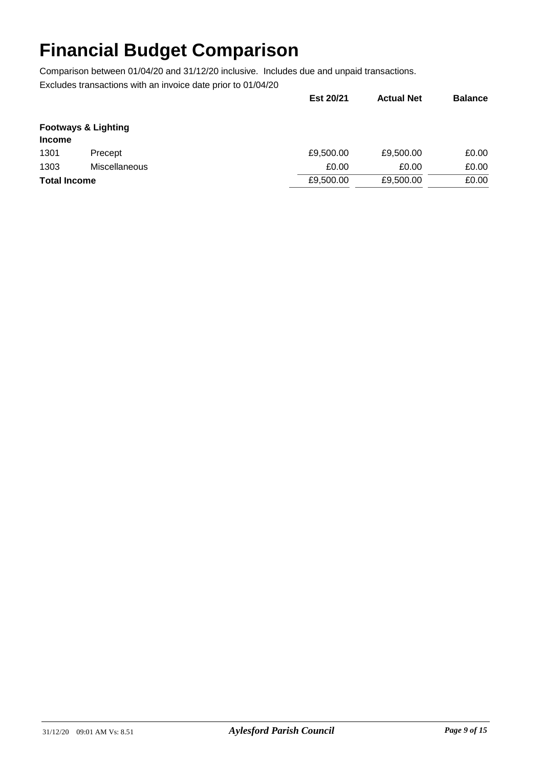# Financial Budget Comparison

Comparison between 01/04/20 and 31/12/20 inclusive. Includes due and unpaid transactions.

Excludes transactions with an invoice date prior to 01/04/20

| | | Est 20/21 | Actual Net | Balance |
|---|---|---|---|---|
| **Footways & Lighting** | | | | |
| **Income** | | | | |
| 1301 | Precept | £9,500.00 | £9,500.00 | £0.00 |
| 1303 | Miscellaneous | £0.00 | £0.00 | £0.00 |
| **Total Income** | | £9,500.00 | £9,500.00 | £0.00 |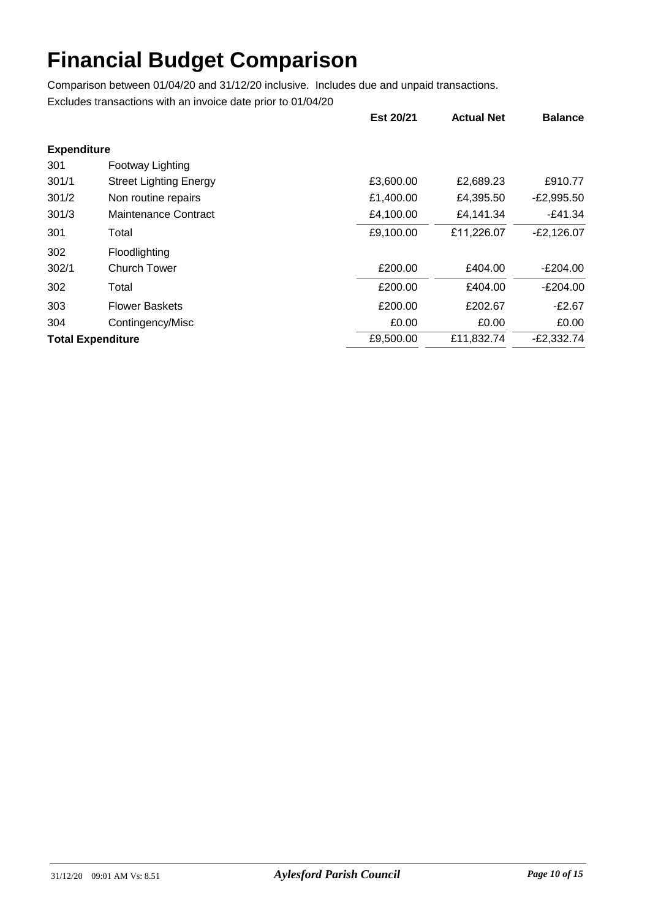# Financial Budget Comparison

Comparison between 01/04/20 and 31/12/20 inclusive. Includes due and unpaid transactions.

Excludes transactions with an invoice date prior to 01/04/20

| | | Est 20/21 | Actual Net | Balance |
|---|---|---|---|---|
| **Expenditure** | | | | |
| 301 | Footway Lighting | | | |
| 301/1 | Street Lighting Energy | £3,600.00 | £2,689.23 | £910.77 |
| 301/2 | Non routine repairs | £1,400.00 | £4,395.50 | -£2,995.50 |
| 301/3 | Maintenance Contract | £4,100.00 | £4,141.34 | -£41.34 |
| 301 | Total | £9,100.00 | £11,226.07 | -£2,126.07 |
| 302 | Floodlighting | | | |
| 302/1 | Church Tower | £200.00 | £404.00 | -£204.00 |
| 302 | Total | £200.00 | £404.00 | -£204.00 |
| 303 | Flower Baskets | £200.00 | £202.67 | -£2.67 |
| 304 | Contingency/Misc | £0.00 | £0.00 | £0.00 |
| **Total Expenditure** | | £9,500.00 | £11,832.74 | -£2,332.74 |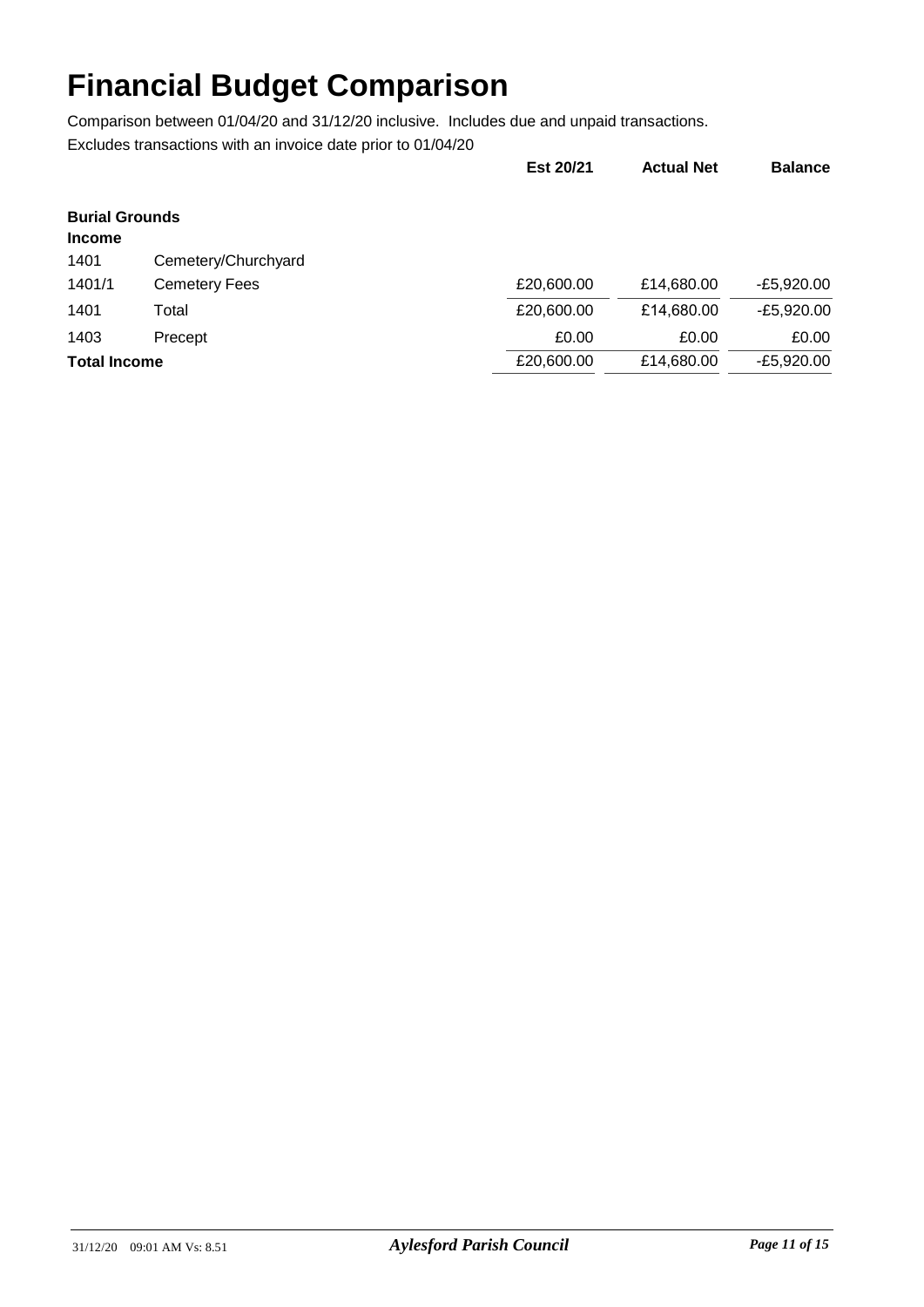# Financial Budget Comparison

Comparison between 01/04/20 and 31/12/20 inclusive. Includes due and unpaid transactions.

Excludes transactions with an invoice date prior to 01/04/20

| | | Est 20/21 | Actual Net | Balance |
|---|---|---|---|---|
| **Burial Grounds** | | | | |
| **Income** | | | | |
| 1401 | Cemetery/Churchyard | | | |
| 1401/1 | Cemetery Fees | £20,600.00 | £14,680.00 | -£5,920.00 |
| 1401 | Total | £20,600.00 | £14,680.00 | -£5,920.00 |
| 1403 | Precept | £0.00 | £0.00 | £0.00 |
| **Total Income** | | £20,600.00 | £14,680.00 | -£5,920.00 |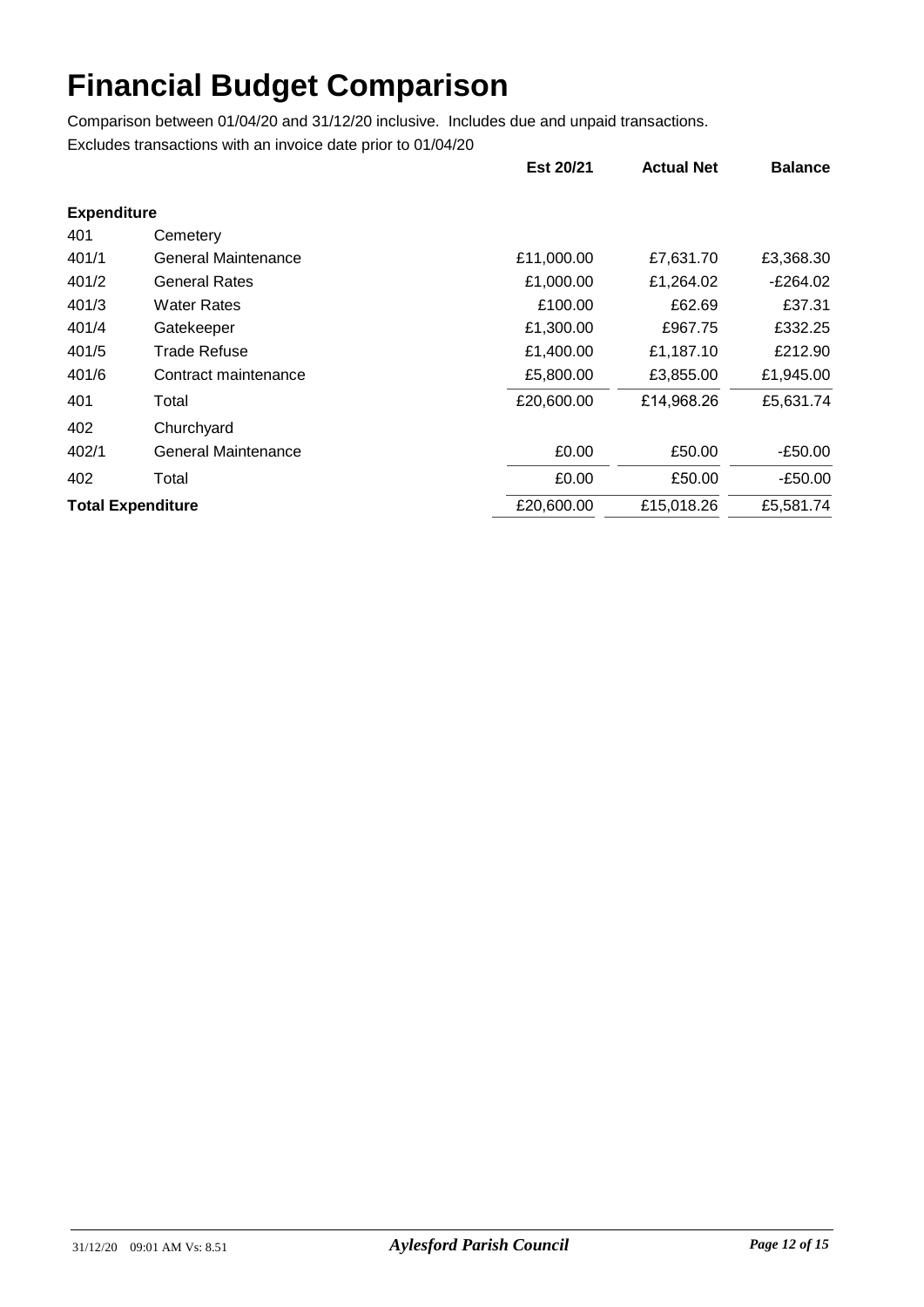# Financial Budget Comparison

Comparison between 01/04/20 and 31/12/20 inclusive. Includes due and unpaid transactions.

Excludes transactions with an invoice date prior to 01/04/20

| | | Est 20/21 | Actual Net | Balance |
|---|---|---|---|---|
| **Expenditure** | | | | |
| 401 | Cemetery | | | |
| 401/1 | General Maintenance | £11,000.00 | £7,631.70 | £3,368.30 |
| 401/2 | General Rates | £1,000.00 | £1,264.02 | -£264.02 |
| 401/3 | Water Rates | £100.00 | £62.69 | £37.31 |
| 401/4 | Gatekeeper | £1,300.00 | £967.75 | £332.25 |
| 401/5 | Trade Refuse | £1,400.00 | £1,187.10 | £212.90 |
| 401/6 | Contract maintenance | £5,800.00 | £3,855.00 | £1,945.00 |
| 401 | Total | £20,600.00 | £14,968.26 | £5,631.74 |
| 402 | Churchyard | | | |
| 402/1 | General Maintenance | £0.00 | £50.00 | -£50.00 |
| 402 | Total | £0.00 | £50.00 | -£50.00 |
| **Total Expenditure** | | £20,600.00 | £15,018.26 | £5,581.74 |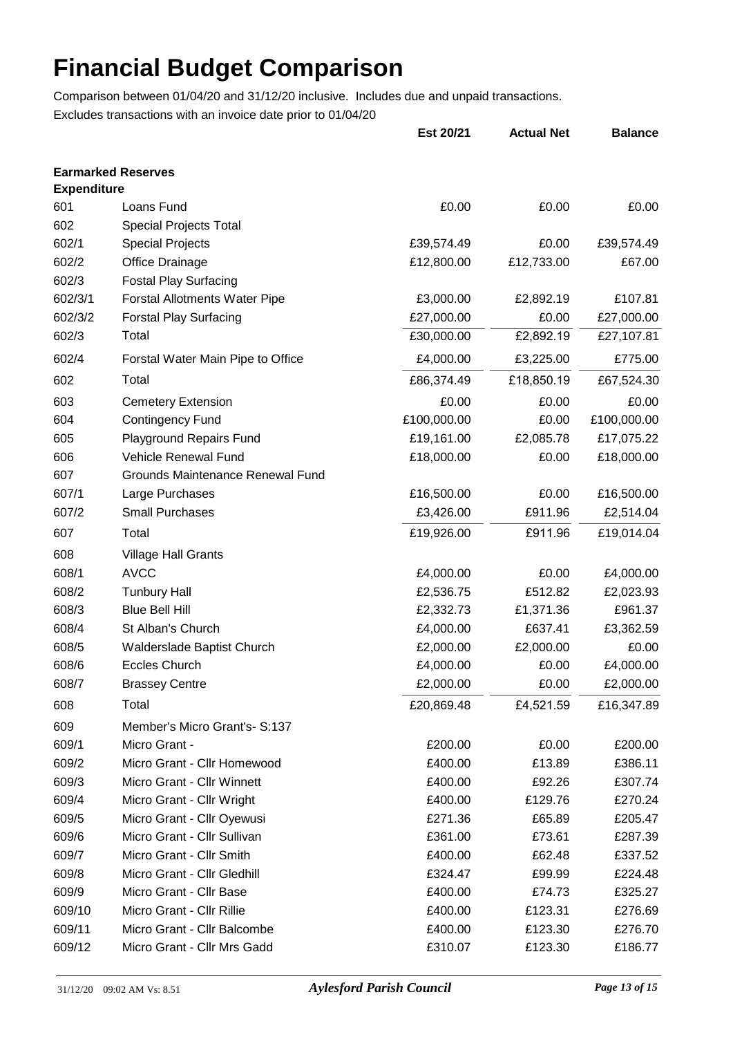# Financial Budget Comparison

Comparison between 01/04/20 and 31/12/20 inclusive. Includes due and unpaid transactions.

Excludes transactions with an invoice date prior to 01/04/20

| | | Est 20/21 | Actual Net | Balance |
|---|---|---|---|---|
| **Earmarked Reserves** | | | | |
| **Expenditure** | | | | |
| 601 | Loans Fund | £0.00 | £0.00 | £0.00 |
| 602 | Special Projects Total | | | |
| 602/1 | Special Projects | £39,574.49 | £0.00 | £39,574.49 |
| 602/2 | Office Drainage | £12,800.00 | £12,733.00 | £67.00 |
| 602/3 | Fostal Play Surfacing | | | |
| 602/3/1 | Forstal Allotments Water Pipe | £3,000.00 | £2,892.19 | £107.81 |
| 602/3/2 | Forstal Play Surfacing | £27,000.00 | £0.00 | £27,000.00 |
| 602/3 | Total | £30,000.00 | £2,892.19 | £27,107.81 |
| 602/4 | Forstal Water Main Pipe to Office | £4,000.00 | £3,225.00 | £775.00 |
| 602 | Total | £86,374.49 | £18,850.19 | £67,524.30 |
| 603 | Cemetery Extension | £0.00 | £0.00 | £0.00 |
| 604 | Contingency Fund | £100,000.00 | £0.00 | £100,000.00 |
| 605 | Playground Repairs Fund | £19,161.00 | £2,085.78 | £17,075.22 |
| 606 | Vehicle Renewal Fund | £18,000.00 | £0.00 | £18,000.00 |
| 607 | Grounds Maintenance Renewal Fund | | | |
| 607/1 | Large Purchases | £16,500.00 | £0.00 | £16,500.00 |
| 607/2 | Small Purchases | £3,426.00 | £911.96 | £2,514.04 |
| 607 | Total | £19,926.00 | £911.96 | £19,014.04 |
| 608 | Village Hall Grants | | | |
| 608/1 | AVCC | £4,000.00 | £0.00 | £4,000.00 |
| 608/2 | Tunbury Hall | £2,536.75 | £512.82 | £2,023.93 |
| 608/3 | Blue Bell Hill | £2,332.73 | £1,371.36 | £961.37 |
| 608/4 | St Alban's Church | £4,000.00 | £637.41 | £3,362.59 |
| 608/5 | Walderslade Baptist Church | £2,000.00 | £2,000.00 | £0.00 |
| 608/6 | Eccles Church | £4,000.00 | £0.00 | £4,000.00 |
| 608/7 | Brassey Centre | £2,000.00 | £0.00 | £2,000.00 |
| 608 | Total | £20,869.48 | £4,521.59 | £16,347.89 |
| 609 | Member's Micro Grant's- S:137 | | | |
| 609/1 | Micro Grant - | £200.00 | £0.00 | £200.00 |
| 609/2 | Micro Grant - Cllr Homewood | £400.00 | £13.89 | £386.11 |
| 609/3 | Micro Grant - Cllr Winnett | £400.00 | £92.26 | £307.74 |
| 609/4 | Micro Grant - Cllr Wright | £400.00 | £129.76 | £270.24 |
| 609/5 | Micro Grant - Cllr Oyewusi | £271.36 | £65.89 | £205.47 |
| 609/6 | Micro Grant - Cllr Sullivan | £361.00 | £73.61 | £287.39 |
| 609/7 | Micro Grant - Cllr Smith | £400.00 | £62.48 | £337.52 |
| 609/8 | Micro Grant - Cllr Gledhill | £324.47 | £99.99 | £224.48 |
| 609/9 | Micro Grant - Cllr Base | £400.00 | £74.73 | £325.27 |
| 609/10 | Micro Grant - Cllr Rillie | £400.00 | £123.31 | £276.69 |
| 609/11 | Micro Grant - Cllr Balcombe | £400.00 | £123.30 | £276.70 |
| 609/12 | Micro Grant - Cllr Mrs Gadd | £310.07 | £123.30 | £186.77 |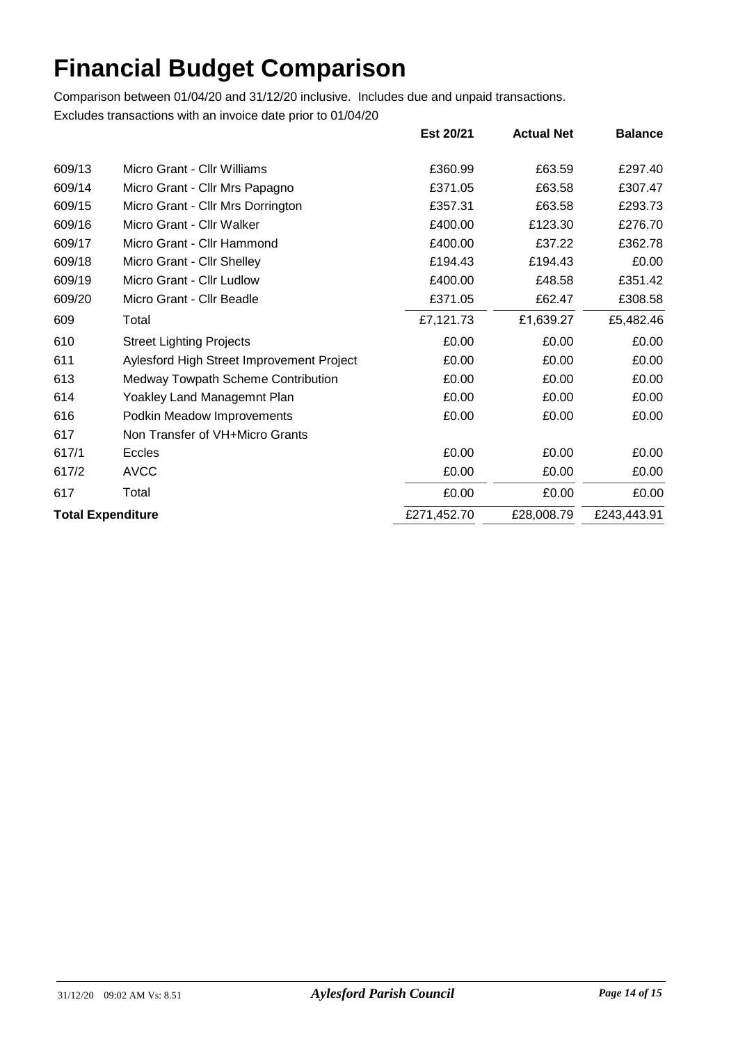# Financial Budget Comparison

Comparison between 01/04/20 and 31/12/20 inclusive. Includes due and unpaid transactions.

Excludes transactions with an invoice date prior to 01/04/20

| | | Est 20/21 | Actual Net | Balance |
|---|---|---|---|---|
| 609/13 | Micro Grant - Cllr Williams | £360.99 | £63.59 | £297.40 |
| 609/14 | Micro Grant - Cllr Mrs Papagno | £371.05 | £63.58 | £307.47 |
| 609/15 | Micro Grant - Cllr Mrs Dorrington | £357.31 | £63.58 | £293.73 |
| 609/16 | Micro Grant - Cllr Walker | £400.00 | £123.30 | £276.70 |
| 609/17 | Micro Grant - Cllr Hammond | £400.00 | £37.22 | £362.78 |
| 609/18 | Micro Grant - Cllr Shelley | £194.43 | £194.43 | £0.00 |
| 609/19 | Micro Grant - Cllr Ludlow | £400.00 | £48.58 | £351.42 |
| 609/20 | Micro Grant - Cllr Beadle | £371.05 | £62.47 | £308.58 |
| 609 | Total | £7,121.73 | £1,639.27 | £5,482.46 |
| 610 | Street Lighting Projects | £0.00 | £0.00 | £0.00 |
| 611 | Aylesford High Street Improvement Project | £0.00 | £0.00 | £0.00 |
| 613 | Medway Towpath Scheme Contribution | £0.00 | £0.00 | £0.00 |
| 614 | Yoakley Land Managemnt Plan | £0.00 | £0.00 | £0.00 |
| 616 | Podkin Meadow Improvements | £0.00 | £0.00 | £0.00 |
| 617 | Non Transfer of VH+Micro Grants | | | |
| 617/1 | Eccles | £0.00 | £0.00 | £0.00 |
| 617/2 | AVCC | £0.00 | £0.00 | £0.00 |
| 617 | Total | £0.00 | £0.00 | £0.00 |
| **Total Expenditure** | | £271,452.70 | £28,008.79 | £243,443.91 |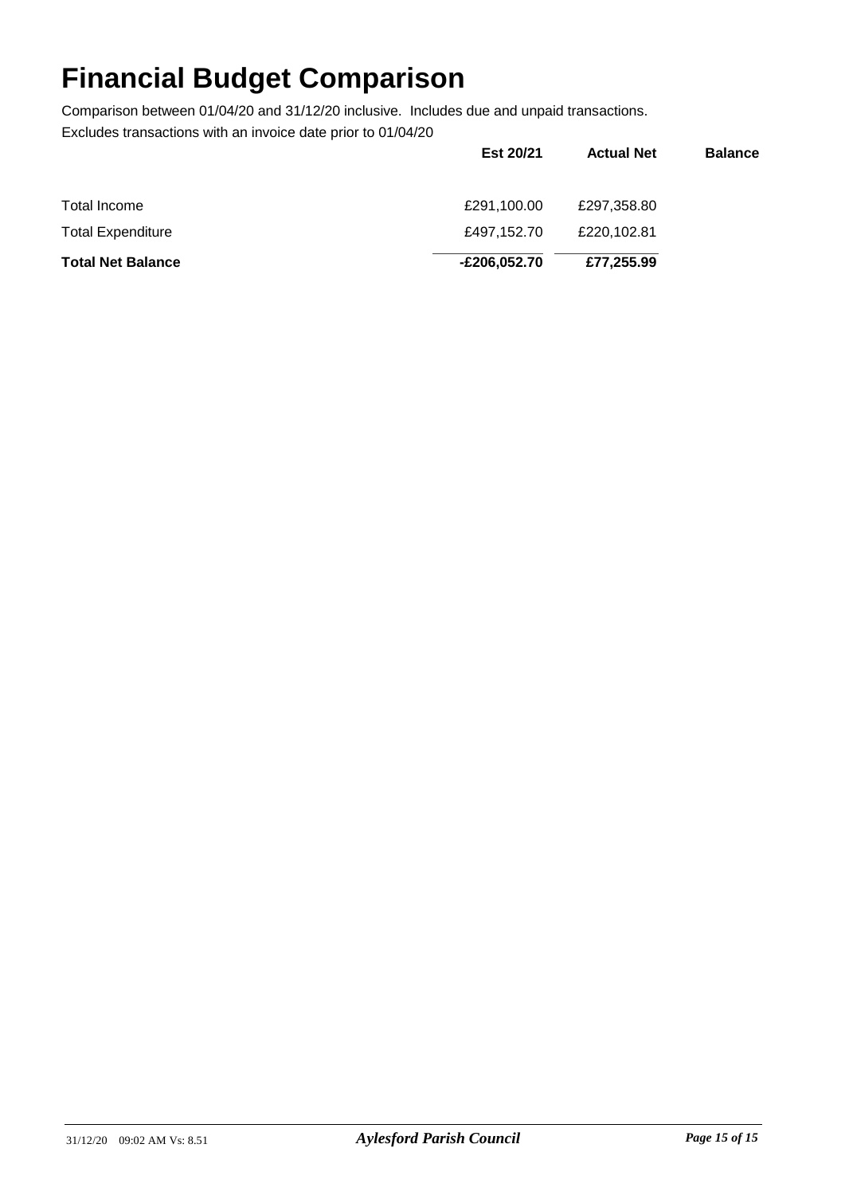# Financial Budget Comparison

Comparison between 01/04/20 and 31/12/20 inclusive. Includes due and unpaid transactions.

Excludes transactions with an invoice date prior to 01/04/20

| | Est 20/21 | Actual Net | Balance |
|---|---|---|---|
| Total Income | £291,100.00 | £297,358.80 | |
| Total Expenditure | £497,152.70 | £220,102.81 | |
| **Total Net Balance** | **-£206,052.70** | **£77,255.99** | |